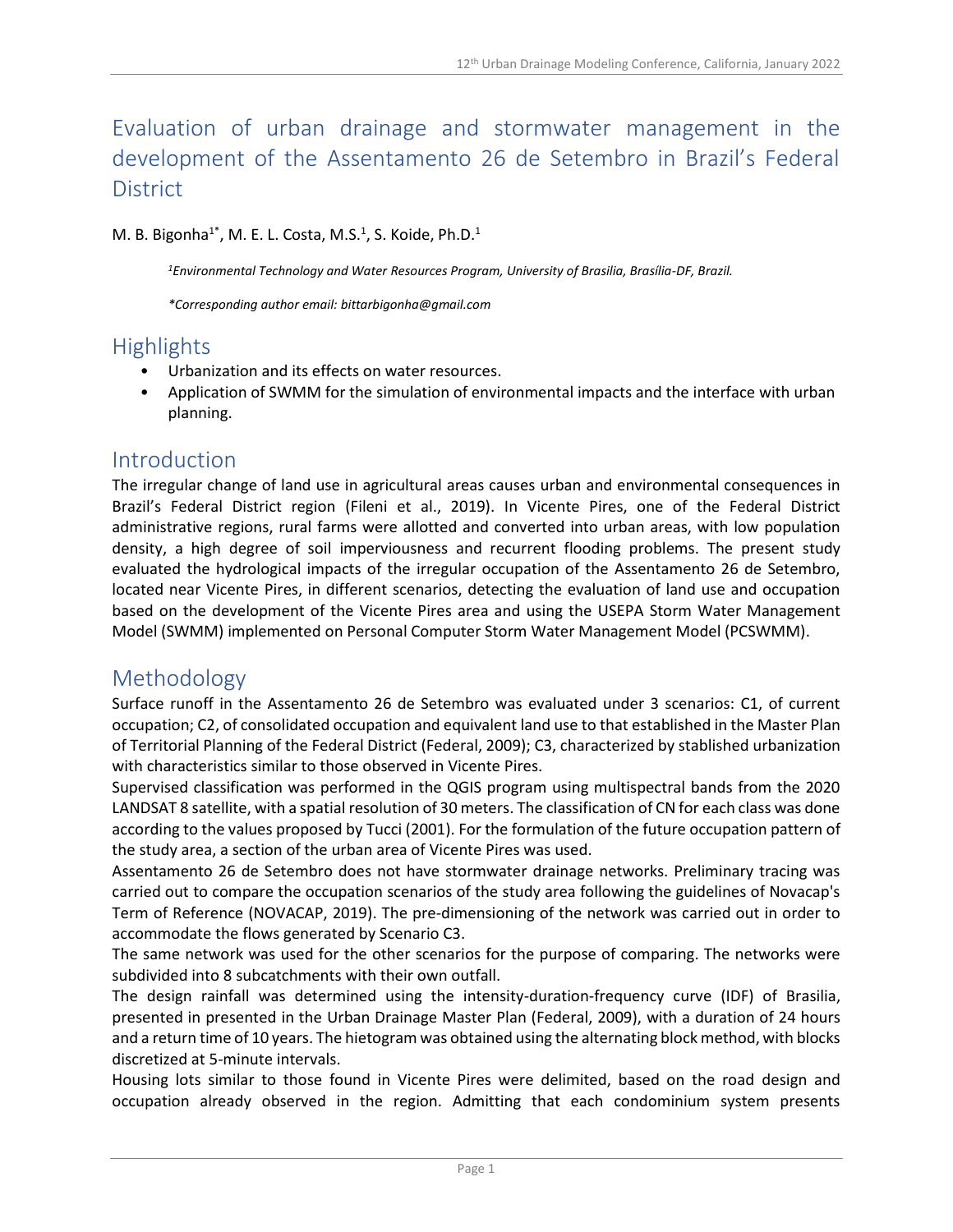# Evaluation of urban drainage and stormwater management in the development of the Assentamento 26 de Setembro in Brazil's Federal District

M. B. Bigonha[1*], M. E. L. Costa, M.S.[1], S. Koide, Ph.D.[1]

*[1]Environmental Technology and Water Resources Program, University of Brasilia, Brasília-DF, Brazil.*

*\*Corresponding author email: bittarbigonha@gmail.com*

## Highlights

- Urbanization and its effects on water resources.
- Application of SWMM for the simulation of environmental impacts and the interface with urban planning.

## Introduction

The irregular change of land use in agricultural areas causes urban and environmental consequences in Brazil's Federal District region (Fileni et al., 2019). In Vicente Pires, one of the Federal District administrative regions, rural farms were allotted and converted into urban areas, with low population density, a high degree of soil imperviousness and recurrent flooding problems. The present study evaluated the hydrological impacts of the irregular occupation of the Assentamento 26 de Setembro, located near Vicente Pires, in different scenarios, detecting the evaluation of land use and occupation based on the development of the Vicente Pires area and using the USEPA Storm Water Management Model (SWMM) implemented on Personal Computer Storm Water Management Model (PCSWMM).

## Methodology

Surface runoff in the Assentamento 26 de Setembro was evaluated under 3 scenarios: C1, of current occupation; C2, of consolidated occupation and equivalent land use to that established in the Master Plan of Territorial Planning of the Federal District (Federal, 2009); C3, characterized by stablished urbanization with characteristics similar to those observed in Vicente Pires.

Supervised classification was performed in the QGIS program using multispectral bands from the 2020 LANDSAT 8 satellite, with a spatial resolution of 30 meters. The classification of CN for each class was done according to the values proposed by Tucci (2001). For the formulation of the future occupation pattern of the study area, a section of the urban area of Vicente Pires was used.

Assentamento 26 de Setembro does not have stormwater drainage networks. Preliminary tracing was carried out to compare the occupation scenarios of the study area following the guidelines of Novacap's Term of Reference (NOVACAP, 2019). The pre-dimensioning of the network was carried out in order to accommodate the flows generated by Scenario C3.

The same network was used for the other scenarios for the purpose of comparing. The networks were subdivided into 8 subcatchments with their own outfall.

The design rainfall was determined using the intensity-duration-frequency curve (IDF) of Brasilia, presented in presented in the Urban Drainage Master Plan (Federal, 2009), with a duration of 24 hours and a return time of 10 years. The hietogram was obtained using the alternating block method, with blocks discretized at 5-minute intervals.

Housing lots similar to those found in Vicente Pires were delimited, based on the road design and occupation already observed in the region. Admitting that each condominium system presents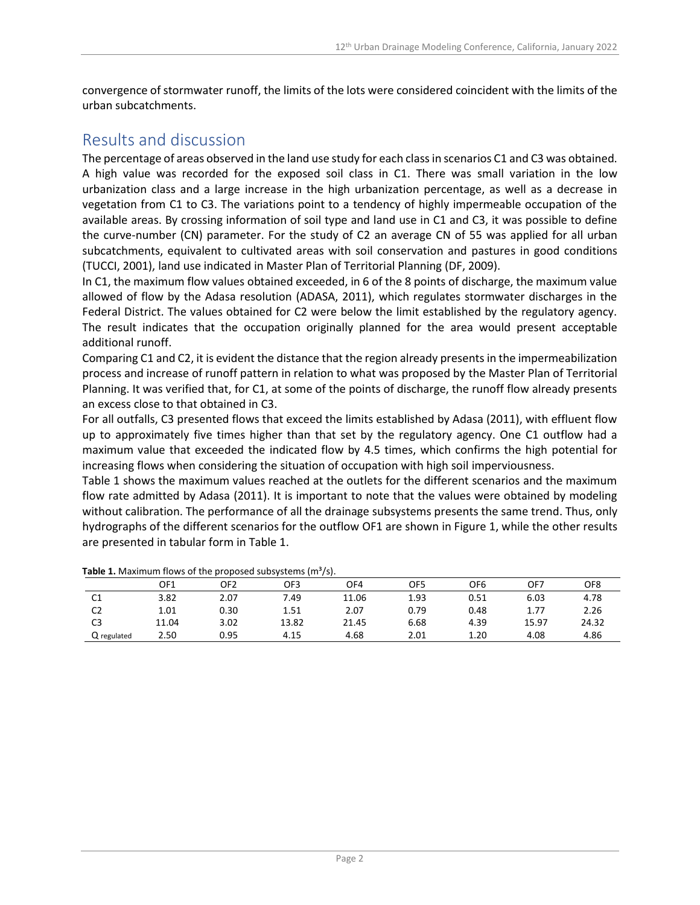convergence of stormwater runoff, the limits of the lots were considered coincident with the limits of the urban subcatchments.

## Results and discussion

The percentage of areas observed in the land use study for each class in scenarios C1 and C3 was obtained. A high value was recorded for the exposed soil class in C1. There was small variation in the low urbanization class and a large increase in the high urbanization percentage, as well as a decrease in vegetation from C1 to C3. The variations point to a tendency of highly impermeable occupation of the available areas. By crossing information of soil type and land use in C1 and C3, it was possible to define the curve-number (CN) parameter. For the study of C2 an average CN of 55 was applied for all urban subcatchments, equivalent to cultivated areas with soil conservation and pastures in good conditions (TUCCI, 2001), land use indicated in Master Plan of Territorial Planning (DF, 2009).

In C1, the maximum flow values obtained exceeded, in 6 of the 8 points of discharge, the maximum value allowed of flow by the Adasa resolution (ADASA, 2011), which regulates stormwater discharges in the Federal District. The values obtained for C2 were below the limit established by the regulatory agency. The result indicates that the occupation originally planned for the area would present acceptable additional runoff.

Comparing C1 and C2, it is evident the distance that the region already presents in the impermeabilization process and increase of runoff pattern in relation to what was proposed by the Master Plan of Territorial Planning. It was verified that, for C1, at some of the points of discharge, the runoff flow already presents an excess close to that obtained in C3.

For all outfalls, C3 presented flows that exceed the limits established by Adasa (2011), with effluent flow up to approximately five times higher than that set by the regulatory agency. One C1 outflow had a maximum value that exceeded the indicated flow by 4.5 times, which confirms the high potential for increasing flows when considering the situation of occupation with high soil imperviousness.

Table 1 shows the maximum values reached at the outlets for the different scenarios and the maximum flow rate admitted by Adasa (2011). It is important to note that the values were obtained by modeling without calibration. The performance of all the drainage subsystems presents the same trend. Thus, only hydrographs of the different scenarios for the outflow OF1 are shown in Figure 1, while the other results are presented in tabular form in Table 1.

**Table 1.** Maximum flows of the proposed subsystems ($m^3/s$).

| | OF1 | OF2 | OF3 | OF4 | OF5 | OF6 | OF7 | OF8 |
|---|---|---|---|---|---|---|---|---|
| C1 | 3.82 | 2.07 | 7.49 | 11.06 | 1.93 | 0.51 | 6.03 | 4.78 |
| C2 | 1.01 | 0.30 | 1.51 | 2.07 | 0.79 | 0.48 | 1.77 | 2.26 |
| C3 | 11.04 | 3.02 | 13.82 | 21.45 | 6.68 | 4.39 | 15.97 | 24.32 |
| $Q_{regulated}$ | 2.50 | 0.95 | 4.15 | 4.68 | 2.01 | 1.20 | 4.08 | 4.86 |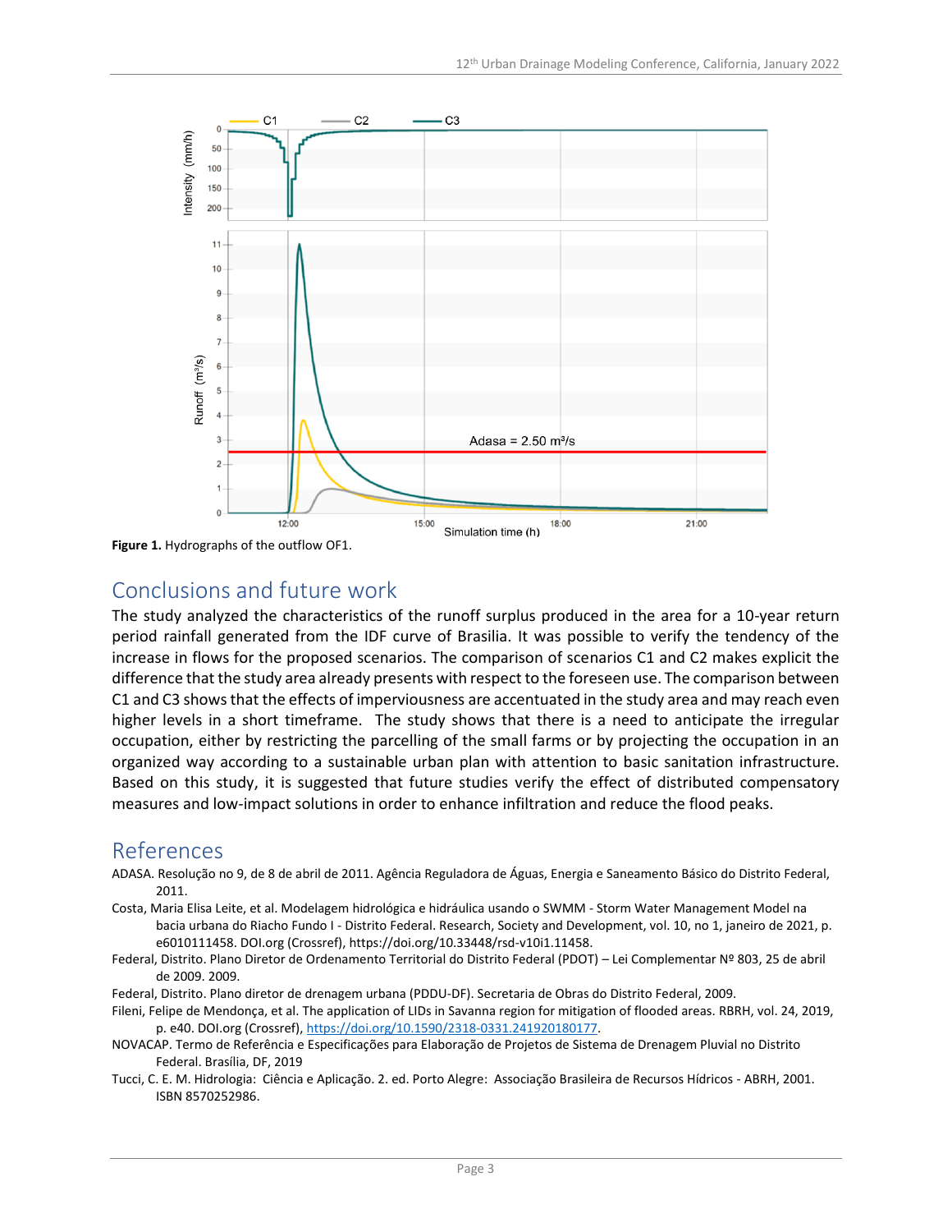C1 C2 C3

Intensity (mm/h)

0
50
100
150
200

Runoff (m³/s)

11
10
9
8
7
6
5
4
3
2
1
0

Adasa = 2.50 m³/s

12:00
15:00
18:00
21:00

Simulation time (h)

**Figure 1.** Hydrographs of the outflow OF1.

## Conclusions and future work

The study analyzed the characteristics of the runoff surplus produced in the area for a 10-year return period rainfall generated from the IDF curve of Brasilia. It was possible to verify the tendency of the increase in flows for the proposed scenarios. The comparison of scenarios C1 and C2 makes explicit the difference that the study area already presents with respect to the foreseen use. The comparison between C1 and C3 shows that the effects of imperviousness are accentuated in the study area and may reach even higher levels in a short timeframe. The study shows that there is a need to anticipate the irregular occupation, either by restricting the parcelling of the small farms or by projecting the occupation in an organized way according to a sustainable urban plan with attention to basic sanitation infrastructure. Based on this study, it is suggested that future studies verify the effect of distributed compensatory measures and low-impact solutions in order to enhance infiltration and reduce the flood peaks.

## References

ADASA. Resolução no 9, de 8 de abril de 2011. Agência Reguladora de Águas, Energia e Saneamento Básico do Distrito Federal, 2011.

Costa, Maria Elisa Leite, et al. Modelagem hidrológica e hidráulica usando o SWMM - Storm Water Management Model na bacia urbana do Riacho Fundo I - Distrito Federal. Research, Society and Development, vol. 10, no 1, janeiro de 2021, p. e6010111458. DOI.org (Crossref), https://doi.org/10.33448/rsd-v10i1.11458.

Federal, Distrito. Plano Diretor de Ordenamento Territorial do Distrito Federal (PDOT) – Lei Complementar Nº 803, 25 de abril de 2009. 2009.

Federal, Distrito. Plano diretor de drenagem urbana (PDDU-DF). Secretaria de Obras do Distrito Federal, 2009.

Fileni, Felipe de Mendonça, et al. The application of LIDs in Savanna region for mitigation of flooded areas. RBRH, vol. 24, 2019, p. e40. DOI.org (Crossref), https://doi.org/10.1590/2318-0331.241920180177.

NOVACAP. Termo de Referência e Especificações para Elaboração de Projetos de Sistema de Drenagem Pluvial no Distrito Federal. Brasília, DF, 2019

Tucci, C. E. M. Hidrologia: Ciência e Aplicação. 2. ed. Porto Alegre: Associação Brasileira de Recursos Hídricos - ABRH, 2001. ISBN 8570252986.